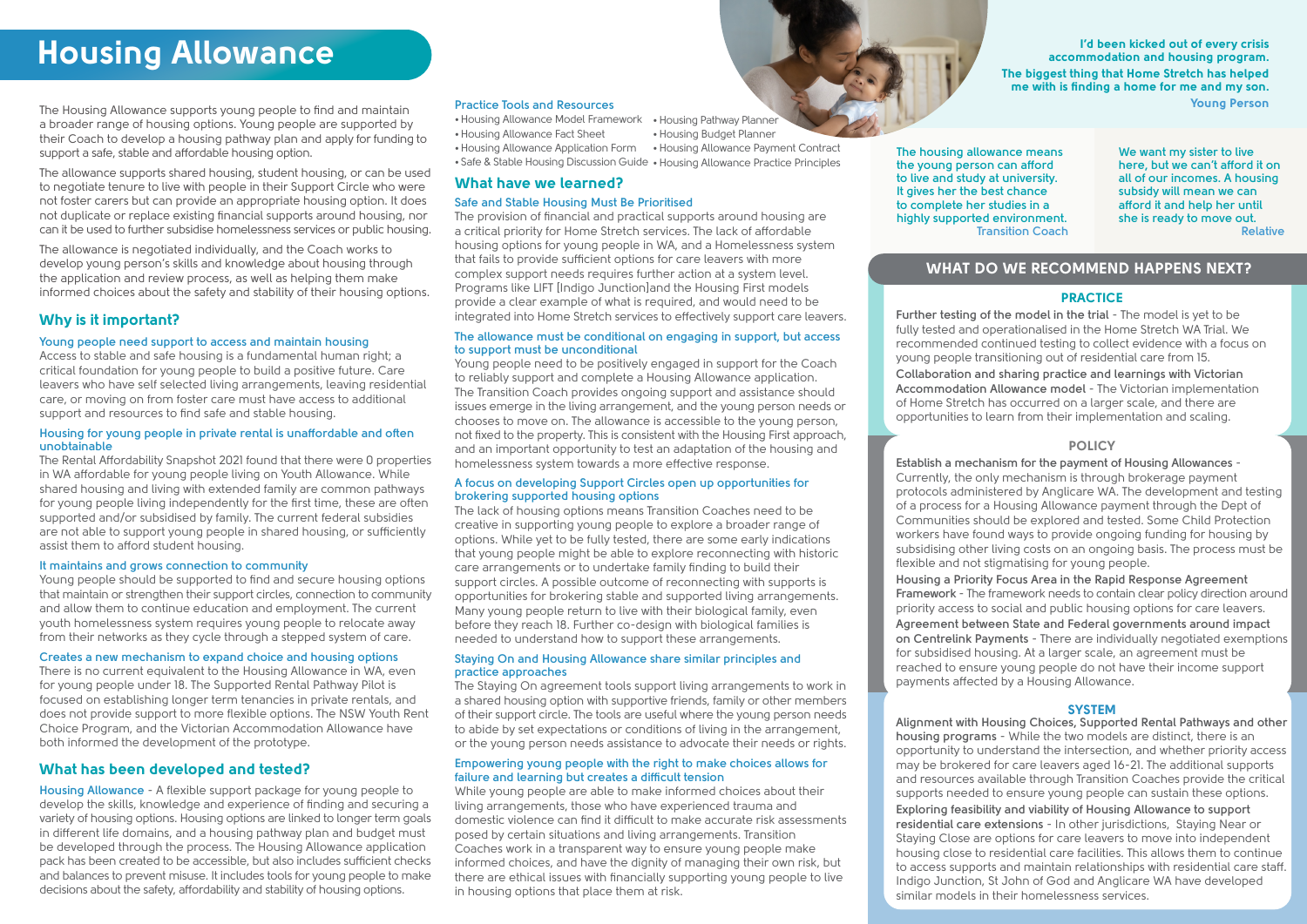# Housing Allowance

The Housing Allowance supports young people to find and maintain a broader range of housing options. Young people are supported by their Coach to develop a housing pathway plan and apply for funding to support a safe, stable and affordable housing option.

The allowance supports shared housing, student housing, or can be used to negotiate tenure to live with people in their Support Circle who were not foster carers but can provide an appropriate housing option. It does not duplicate or replace existing financial supports around housing, nor can it be used to further subsidise homelessness services or public housing.

The allowance is negotiated individually, and the Coach works to develop young person's skills and knowledge about housing through the application and review process, as well as helping them make informed choices about the safety and stability of their housing options.

## Why is it important?

### Young people need support to access and maintain housing

Access to stable and safe housing is a fundamental human right; a critical foundation for young people to build a positive future. Care leavers who have self selected living arrangements, leaving residential care, or moving on from foster care must have access to additional support and resources to find safe and stable housing.

### Housing for young people in private rental is unaffordable and often unobtainable

The Rental Affordability Snapshot 2021 found that there were 0 properties in WA affordable for young people living on Youth Allowance. While shared housing and living with extended family are common pathways for young people living independently for the first time, these are often supported and/or subsidised by family. The current federal subsidies are not able to support young people in shared housing, or sufficiently assist them to afford student housing.

### It maintains and grows connection to community

Young people should be supported to find and secure housing options that maintain or strengthen their support circles, connection to community and allow them to continue education and employment. The current youth homelessness system requires young people to relocate away from their networks as they cycle through a stepped system of care.

### Creates a new mechanism to expand choice and housing options

There is no current equivalent to the Housing Allowance in WA, even for young people under 18. The Supported Rental Pathway Pilot is focused on establishing longer term tenancies in private rentals, and does not provide support to more flexible options. The NSW Youth Rent Choice Program, and the Victorian Accommodation Allowance have both informed the development of the prototype.

## What has been developed and tested?

**Housing Allowance** - A flexible support package for young people to develop the skills, knowledge and experience of finding and securing a variety of housing options. Housing options are linked to longer term goals in different life domains, and a housing pathway plan and budget must be developed through the process. The Housing Allowance application pack has been created to be accessible, but also includes sufficient checks and balances to prevent misuse. It includes tools for young people to make decisions about the safety, affordability and stability of housing options.

### Practice Tools and Resources

- Housing Allowance Model Framework
- Housing Allowance Fact Sheet
- Housing Allowance Application Form
- Safe & Stable Housing Discussion Guide
- Housing Pathway Planner
- Housing Budget Planner
- Housing Allowance Payment Contract
- Housing Allowance Practice Principles

## What have we learned?

### Safe and Stable Housing Must Be Prioritised

The provision of financial and practical supports around housing are a critical priority for Home Stretch services. The lack of affordable housing options for young people in WA, and a Homelessness system that fails to provide sufficient options for care leavers with more complex support needs requires further action at a system level. Programs like LIFT [Indigo Junction]and the Housing First models provide a clear example of what is required, and would need to be integrated into Home Stretch services to effectively support care leavers.

### The allowance must be conditional on engaging in support, but access to support must be unconditional

Young people need to be positively engaged in support for the Coach to reliably support and complete a Housing Allowance application. The Transition Coach provides ongoing support and assistance should issues emerge in the living arrangement, and the young person needs or chooses to move on. The allowance is accessible to the young person, not fixed to the property. This is consistent with the Housing First approach, and an important opportunity to test an adaptation of the housing and homelessness system towards a more effective response.

### A focus on developing Support Circles open up opportunities for brokering supported housing options

The lack of housing options means Transition Coaches need to be creative in supporting young people to explore a broader range of options. While yet to be fully tested, there are some early indications that young people might be able to explore reconnecting with historic care arrangements or to undertake family finding to build their support circles. A possible outcome of reconnecting with supports is opportunities for brokering stable and supported living arrangements. Many young people return to live with their biological family, even before they reach 18. Further co-design with biological families is needed to understand how to support these arrangements.

### Staying On and Housing Allowance share similar principles and practice approaches

The Staying On agreement tools support living arrangements to work in a shared housing option with supportive friends, family or other members of their support circle. The tools are useful where the young person needs to abide by set expectations or conditions of living in the arrangement, or the young person needs assistance to advocate their needs or rights.

### Empowering young people with the right to make choices allows for failure and learning but creates a difficult tension

While young people are able to make informed choices about their living arrangements, those who have experienced trauma and domestic violence can find it difficult to make accurate risk assessments posed by certain situations and living arrangements. Transition Coaches work in a transparent way to ensure young people make informed choices, and have the dignity of managing their own risk, but there are ethical issues with financially supporting young people to live in housing options that place them at risk.

> I'd been kicked out of every crisis accommodation and housing program. The biggest thing that Home Stretch has helped me with is finding a home for me and my son.
>
> Young Person

> The housing allowance means the young person can afford to live and study at university. It gives her the best chance to complete her studies in a highly supported environment.
>
> Transition Coach

> We want my sister to live here, but we can't afford it on all of our incomes. A housing subsidy will mean we can afford it and help her until she is ready to move out.
>
> Relative

## WHAT DO WE RECOMMEND HAPPENS NEXT?

### PRACTICE

**Further testing of the model in the trial** - The model is yet to be fully tested and operationalised in the Home Stretch WA Trial. We recommended continued testing to collect evidence with a focus on young people transitioning out of residential care from 15.

**Collaboration and sharing practice and learnings with Victorian Accommodation Allowance model** - The Victorian implementation of Home Stretch has occurred on a larger scale, and there are opportunities to learn from their implementation and scaling.

### POLICY

**Establish a mechanism for the payment of Housing Allowances** - Currently, the only mechanism is through brokerage payment protocols administered by Anglicare WA. The development and testing of a process for a Housing Allowance payment through the Dept of Communities should be explored and tested. Some Child Protection workers have found ways to provide ongoing funding for housing by subsidising other living costs on an ongoing basis. The process must be flexible and not stigmatising for young people.

**Housing a Priority Focus Area in the Rapid Response Agreement Framework** - The framework needs to contain clear policy direction around priority access to social and public housing options for care leavers.

**Agreement between State and Federal governments around impact on Centrelink Payments** - There are individually negotiated exemptions for subsidised housing. At a larger scale, an agreement must be reached to ensure young people do not have their income support payments affected by a Housing Allowance.

### SYSTEM

**Alignment with Housing Choices, Supported Rental Pathways and other housing programs** - While the two models are distinct, there is an opportunity to understand the intersection, and whether priority access may be brokered for care leavers aged 16-21. The additional supports and resources available through Transition Coaches provide the critical supports needed to ensure young people can sustain these options.

**Exploring feasibility and viability of Housing Allowance to support residential care extensions** - In other jurisdictions, Staying Near or Staying Close are options for care leavers to move into independent housing close to residential care facilities. This allows them to continue to access supports and maintain relationships with residential care staff. Indigo Junction, St John of God and Anglicare WA have developed similar models in their homelessness services.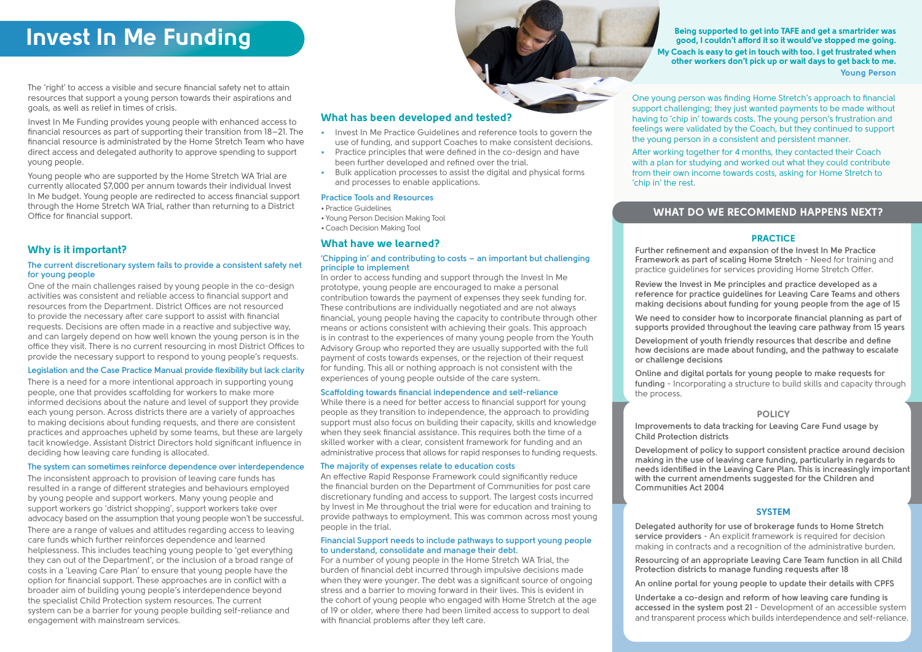# Invest In Me Funding

The 'right' to access a visible and secure financial safety net to attain resources that support a young person towards their aspirations and goals, as well as relief in times of crisis.

Invest In Me Funding provides young people with enhanced access to financial resources as part of supporting their transition from 18–21. The financial resource is administrated by the Home Stretch Team who have direct access and delegated authority to approve spending to support young people.

Young people who are supported by the Home Stretch WA Trial are currently allocated $7,000 per annum towards their individual Invest In Me budget. Young people are redirected to access financial support through the Home Stretch WA Trial, rather than returning to a District Office for financial support.

## Why is it important?

### The current discretionary system fails to provide a consistent safety net for young people

One of the main challenges raised by young people in the co-design activities was consistent and reliable access to financial support and resources from the Department. District Offices are not resourced to provide the necessary after care support to assist with financial requests. Decisions are often made in a reactive and subjective way, and can largely depend on how well known the young person is in the office they visit. There is no current resourcing in most District Offices to provide the necessary support to respond to young people's requests.

### Legislation and the Case Practice Manual provide flexibility but lack clarity

There is a need for a more intentional approach in supporting young people, one that provides scaffolding for workers to make more informed decisions about the nature and level of support they provide each young person. Across districts there are a variety of approaches to making decisions about funding requests, and there are consistent practices and approaches upheld by some teams, but these are largely tacit knowledge. Assistant District Directors hold significant influence in deciding how leaving care funding is allocated.

### The system can sometimes reinforce dependence over interdependence

The inconsistent approach to provision of leaving care funds has resulted in a range of different strategies and behaviours employed by young people and support workers. Many young people and support workers go 'district shopping', support workers take over advocacy based on the assumption that young people won't be successful.

There are a range of values and attitudes regarding access to leaving care funds which further reinforces dependence and learned helplessness. This includes teaching young people to 'get everything they can out of the Department', or the inclusion of a broad range of costs in a 'Leaving Care Plan' to ensure that young people have the option for financial support. These approaches are in conflict with a broader aim of building young people's interdependence beyond the specialist Child Protection system resources. The current system can be a barrier for young people building self-reliance and engagement with mainstream services.

## What has been developed and tested?

- Invest In Me Practice Guidelines and reference tools to govern the use of funding, and support Coaches to make consistent decisions.
- Practice principles that were defined in the co-design and have been further developed and refined over the trial.
- Bulk application processes to assist the digital and physical forms and processes to enable applications.

### Practice Tools and Resources

- Practice Guidelines
- Young Person Decision Making Tool
- Coach Decision Making Tool

## What have we learned?

### 'Chipping in' and contributing to costs – an important but challenging principle to implement

In order to access funding and support through the Invest In Me prototype, young people are encouraged to make a personal contribution towards the payment of expenses they seek funding for. These contributions are individually negotiated and are not always financial, young people having the capacity to contribute through other means or actions consistent with achieving their goals. This approach is in contrast to the experiences of many young people from the Youth Advisory Group who reported they are usually supported with the full payment of costs towards expenses, or the rejection of their request for funding. This all or nothing approach is not consistent with the experiences of young people outside of the care system.

### Scaffolding towards financial independence and self-reliance

While there is a need for better access to financial support for young people as they transition to independence, the approach to providing support must also focus on building their capacity, skills and knowledge when they seek financial assistance. This requires both the time of a skilled worker with a clear, consistent framework for funding and an administrative process that allows for rapid responses to funding requests.

### The majority of expenses relate to education costs

An effective Rapid Response Framework could significantly reduce the financial burden on the Department of Communities for post care discretionary funding and access to support. The largest costs incurred by Invest in Me throughout the trial were for education and training to provide pathways to employment. This was common across most young people in the trial.

### Financial Support needs to include pathways to support young people to understand, consolidate and manage their debt.

For a number of young people in the Home Stretch WA Trial, the burden of financial debt incurred through impulsive decisions made when they were younger. The debt was a significant source of ongoing stress and a barrier to moving forward in their lives. This is evident in the cohort of young people who engaged with Home Stretch at the age of 19 or older, where there had been limited access to support to deal with financial problems after they left care.

> **Being supported to get into TAFE and get a smartrider was good, I couldn't afford it so it would've stopped me going. My Coach is easy to get in touch with too. I get frustrated when other workers don't pick up or wait days to get back to me.**
>
> **Young Person**

One young person was finding Home Stretch's approach to financial support challenging; they just wanted payments to be made without having to 'chip in' towards costs. The young person's frustration and feelings were validated by the Coach, but they continued to support the young person in a consistent and persistent manner.

After working together for 4 months, they contacted their Coach with a plan for studying and worked out what they could contribute from their own income towards costs, asking for Home Stretch to 'chip in' the rest.

## WHAT DO WE RECOMMEND HAPPENS NEXT?

### PRACTICE

**Further refinement and expansion of the Invest In Me Practice Framework as part of scaling Home Stretch** - Need for training and practice guidelines for services providing Home Stretch Offer.

**Review the Invest in Me principles and practice developed as a reference for practice guidelines for Leaving Care Teams and others making decisions about funding for young people from the age of 15**

**We need to consider how to incorporate financial planning as part of supports provided throughout the leaving care pathway from 15 years**

**Development of youth friendly resources that describe and define how decisions are made about funding, and the pathway to escalate or challenge decisions**

**Online and digital portals for young people to make requests for funding** - Incorporating a structure to build skills and capacity through the process.

### POLICY

**Improvements to data tracking for Leaving Care Fund usage by Child Protection districts**

**Development of policy to support consistent practice around decision making in the use of leaving care funding, particularly in regards to needs identified in the Leaving Care Plan. This is increasingly important with the current amendments suggested for the Children and Communities Act 2004**

### SYSTEM

**Delegated authority for use of brokerage funds to Home Stretch service providers** - An explicit framework is required for decision making in contracts and a recognition of the administrative burden.

**Resourcing of an appropriate Leaving Care Team function in all Child Protection districts to manage funding requests after 18**

**An online portal for young people to update their details with CPFS**

**Undertake a co-design and reform of how leaving care funding is accessed in the system post 21** - Development of an accessible system and transparent process which builds interdependence and self-reliance.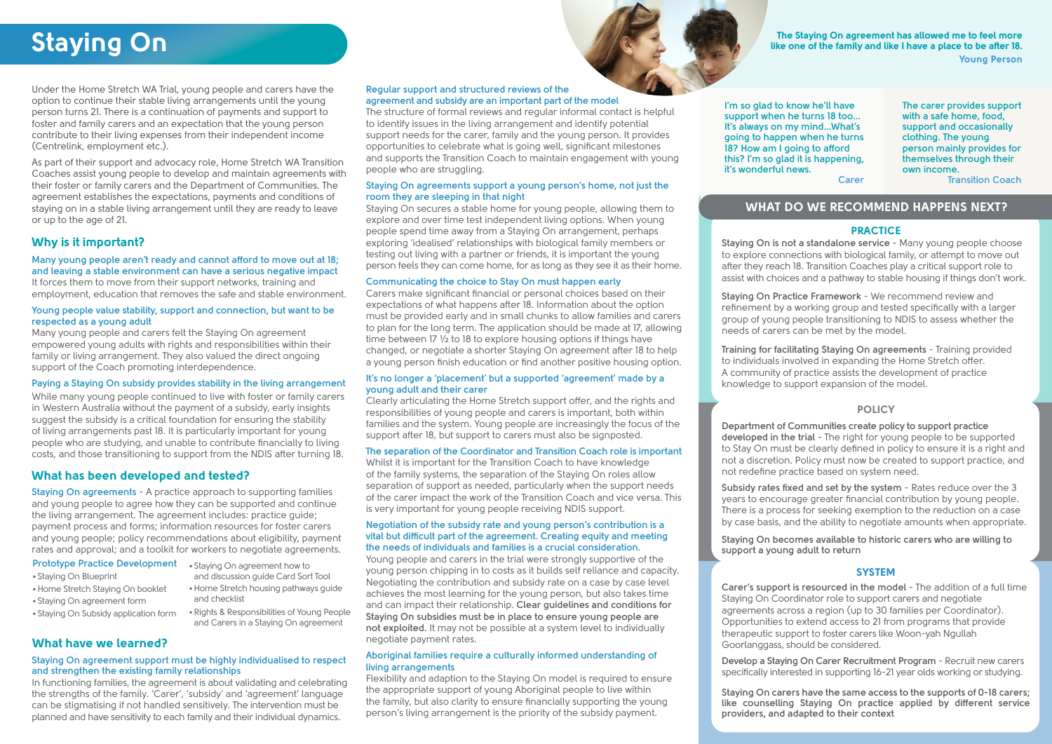# Staying On

Under the Home Stretch WA Trial, young people and carers have the option to continue their stable living arrangements until the young person turns 21. There is a continuation of payments and support to foster and family carers and an expectation that the young person contribute to their living expenses from their independent income (Centrelink, employment etc.).

As part of their support and advocacy role, Home Stretch WA Transition Coaches assist young people to develop and maintain agreements with their foster or family carers and the Department of Communities. The agreement establishes the expectations, payments and conditions of staying on in a stable living arrangement until they are ready to leave or up to the age of 21.

## Why is it important?

### Many young people aren't ready and cannot afford to move out at 18; and leaving a stable environment can have a serious negative impact

It forces them to move from their support networks, training and employment, education that removes the safe and stable environment.

### Young people value stability, support and connection, but want to be respected as a young adult

Many young people and carers felt the Staying On agreement empowered young adults with rights and responsibilities within their family or living arrangement. They also valued the direct ongoing support of the Coach promoting interdependence.

### Paying a Staying On subsidy provides stability in the living arrangement

While many young people continued to live with foster or family carers in Western Australia without the payment of a subsidy, early insights suggest the subsidy is a critical foundation for ensuring the stability of living arrangements past 18. It is particularly important for young people who are studying, and unable to contribute financially to living costs, and those transitioning to support from the NDIS after turning 18.

## What has been developed and tested?

**Staying On agreements** - A practice approach to supporting families and young people to agree how they can be supported and continue the living arrangement. The agreement includes: practice guide; payment process and forms; information resources for foster carers and young people; policy recommendations about eligibility, payment rates and approval; and a toolkit for workers to negotiate agreements.

### Prototype Practice Development

- Staying On Blueprint
- Home Stretch Staying On booklet
- Staying On agreement form
- Staying On Subsidy application form
- Staying On agreement how to and discussion guide Card Sort Tool
- Home Stretch housing pathways guide and checklist
- Rights & Responsibilities of Young People and Carers in a Staying On agreement

## What have we learned?

### Staying On agreement support must be highly individualised to respect and strengthen the existing family relationships

In functioning families, the agreement is about validating and celebrating the strengths of the family. 'Carer', 'subsidy' and 'agreement' language can be stigmatising if not handled sensitively. The intervention must be planned and have sensitivity to each family and their individual dynamics.

### Regular support and structured reviews of the agreement and subsidy are an important part of the model

The structure of formal reviews and regular informal contact is helpful to identify issues in the living arrangement and identify potential support needs for the carer, family and the young person. It provides opportunities to celebrate what is going well, significant milestones and supports the Transition Coach to maintain engagement with young people who are struggling.

### Staying On agreements support a young person's home, not just the room they are sleeping in that night

Staying On secures a stable home for young people, allowing them to explore and over time test independent living options. When young people spend time away from a Staying On arrangement, perhaps exploring 'idealised' relationships with biological family members or testing out living with a partner or friends, it is important the young person feels they can come home, for as long as they see it as their home.

### Communicating the choice to Stay On must happen early

Carers make significant financial or personal choices based on their expectations of what happens after 18. Information about the option must be provided early and in small chunks to allow families and carers to plan for the long term. The application should be made at 17, allowing time between 17 ½ to 18 to explore housing options if things have changed, or negotiate a shorter Staying On agreement after 18 to help a young person finish education or find another positive housing option.

### It's no longer a 'placement' but a supported 'agreement' made by a young adult and their carer

Clearly articulating the Home Stretch support offer, and the rights and responsibilities of young people and carers is important, both within families and the system. Young people are increasingly the focus of the support after 18, but support to carers must also be signposted.

### The separation of the Coordinator and Transition Coach role is important

Whilst it is important for the Transition Coach to have knowledge of the family systems, the separation of the Staying On roles allow separation of support as needed, particularly when the support needs of the carer impact the work of the Transition Coach and vice versa. This is very important for young people receiving NDIS support.

### Negotiation of the subsidy rate and young person's contribution is a vital but difficult part of the agreement. Creating equity and meeting the needs of individuals and families is a crucial consideration.

Young people and carers in the trial were strongly supportive of the young person chipping in to costs as it builds self reliance and capacity. Negotiating the contribution and subsidy rate on a case by case level achieves the most learning for the young person, but also takes time and can impact their relationship. **Clear guidelines and conditions for Staying On subsidies must be in place to ensure young people are not exploited.** It may not be possible at a system level to individually negotiate payment rates.

### Aboriginal families require a culturally informed understanding of living arrangements

Flexibility and adaption to the Staying On model is required to ensure the appropriate support of young Aboriginal people to live within the family, but also clarity to ensure financially supporting the young person's living arrangement is the priority of the subsidy payment.

**The Staying On agreement has allowed me to feel more like one of the family and like I have a place to be after 18.**
Young Person

I'm so glad to know he'll have support when he turns 18 too… It's always on my mind…What's going to happen when he turns 18? How am I going to afford this? I'm so glad it is happening, it's wonderful news.
Carer

The carer provides support with a safe home, food, support and occasionally clothing. The young person mainly provides for themselves through their own income.
Transition Coach

## WHAT DO WE RECOMMEND HAPPENS NEXT?

### PRACTICE

**Staying On is not a standalone service** - Many young people choose to explore connections with biological family, or attempt to move out after they reach 18. Transition Coaches play a critical support role to assist with choices and a pathway to stable housing if things don't work.

**Staying On Practice Framework** - We recommend review and refinement by a working group and tested specifically with a larger group of young people transitioning to NDIS to assess whether the needs of carers can be met by the model.

**Training for facilitating Staying On agreements** - Training provided to individuals involved in expanding the Home Stretch offer. A community of practice assists the development of practice knowledge to support expansion of the model.

### POLICY

**Department of Communities create policy to support practice developed in the trial** - The right for young people to be supported to Stay On must be clearly defined in policy to ensure it is a right and not a discretion. Policy must now be created to support practice, and not redefine practice based on system need.

**Subsidy rates fixed and set by the system** - Rates reduce over the 3 years to encourage greater financial contribution by young people. There is a process for seeking exemption to the reduction on a case by case basis, and the ability to negotiate amounts when appropriate.

**Staying On becomes available to historic carers who are willing to support a young adult to return**

### SYSTEM

**Carer's support is resourced in the model** - The addition of a full time Staying On Coordinator role to support carers and negotiate agreements across a region (up to 30 families per Coordinator). Opportunities to extend access to 21 from programs that provide therapeutic support to foster carers like Woon-yah Ngullah Goorlanggass, should be considered.

**Develop a Staying On Carer Recruitment Program** - Recruit new carers specifically interested in supporting 16-21 year olds working or studying.

**Staying On carers have the same access to the supports of 0-18 carers; like counselling Staying On practice applied by different service providers, and adapted to their context**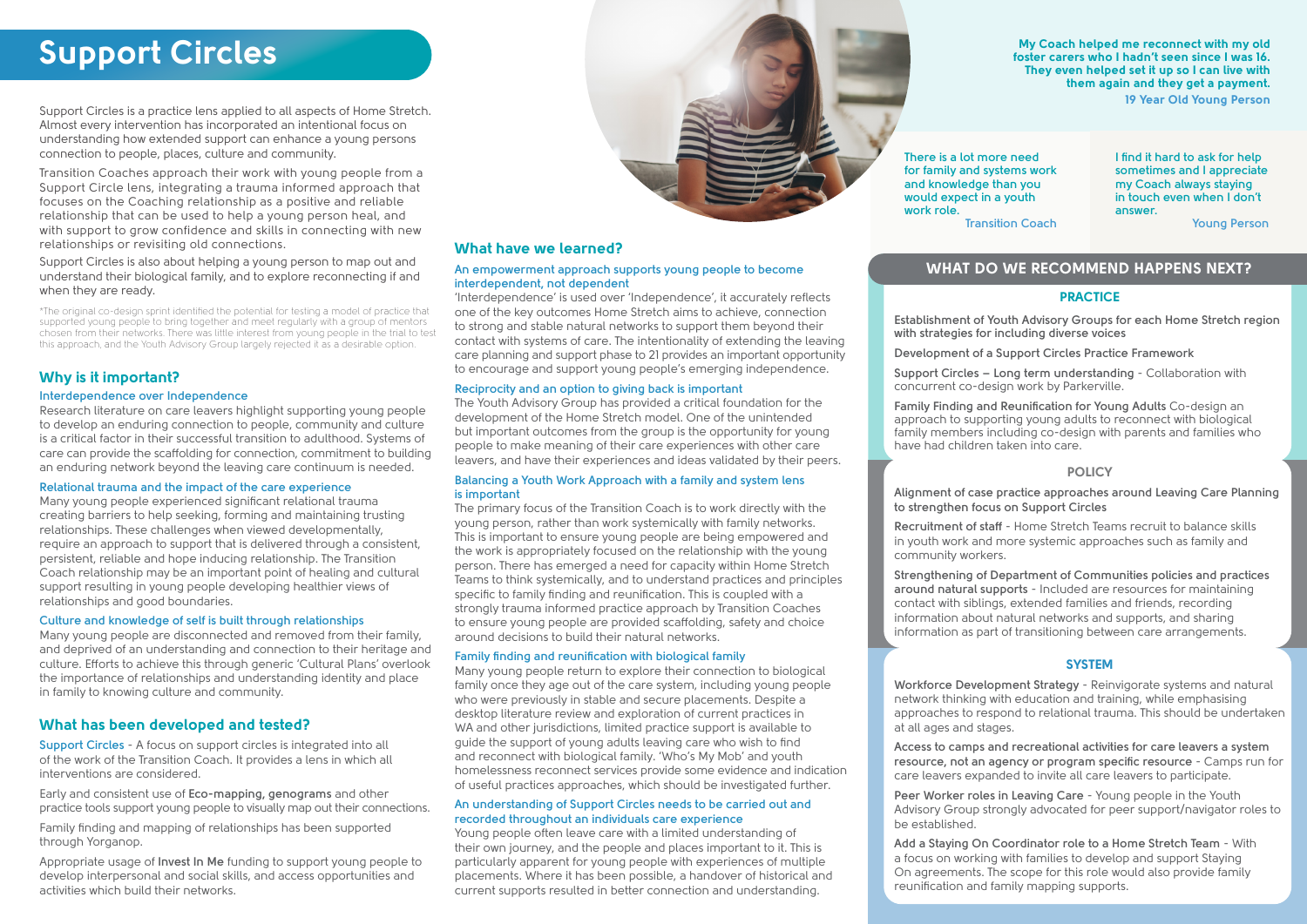# Support Circles

Support Circles is a practice lens applied to all aspects of Home Stretch. Almost every intervention has incorporated an intentional focus on understanding how extended support can enhance a young persons connection to people, places, culture and community.

Transition Coaches approach their work with young people from a Support Circle lens, integrating a trauma informed approach that focuses on the Coaching relationship as a positive and reliable relationship that can be used to help a young person heal, and with support to grow confidence and skills in connecting with new relationships or revisiting old connections.

Support Circles is also about helping a young person to map out and understand their biological family, and to explore reconnecting if and when they are ready.

*The original co-design sprint identified the potential for testing a model of practice that supported young people to bring together and meet regularly with a group of mentors chosen from their networks. There was little interest from young people in the trial to test this approach, and the Youth Advisory Group largely rejected it as a desirable option.

## Why is it important?

### Interdependence over Independence

Research literature on care leavers highlight supporting young people to develop an enduring connection to people, community and culture is a critical factor in their successful transition to adulthood. Systems of care can provide the scaffolding for connection, commitment to building an enduring network beyond the leaving care continuum is needed.

### Relational trauma and the impact of the care experience

Many young people experienced significant relational trauma creating barriers to help seeking, forming and maintaining trusting relationships. These challenges when viewed developmentally, require an approach to support that is delivered through a consistent, persistent, reliable and hope inducing relationship. The Transition Coach relationship may be an important point of healing and cultural support resulting in young people developing healthier views of relationships and good boundaries.

### Culture and knowledge of self is built through relationships

Many young people are disconnected and removed from their family, and deprived of an understanding and connection to their heritage and culture. Efforts to achieve this through generic 'Cultural Plans' overlook the importance of relationships and understanding identity and place in family to knowing culture and community.

## What has been developed and tested?

Support Circles - A focus on support circles is integrated into all of the work of the Transition Coach. It provides a lens in which all interventions are considered.

Early and consistent use of **Eco-mapping, genograms** and other practice tools support young people to visually map out their connections.

Family finding and mapping of relationships has been supported through Yorganop.

Appropriate usage of **Invest In Me** funding to support young people to develop interpersonal and social skills, and access opportunities and activities which build their networks.

## What have we learned?

### An empowerment approach supports young people to become interdependent, not dependent

'Interdependence' is used over 'Independence', it accurately reflects one of the key outcomes Home Stretch aims to achieve, connection to strong and stable natural networks to support them beyond their contact with systems of care. The intentionality of extending the leaving care planning and support phase to 21 provides an important opportunity to encourage and support young people's emerging independence.

### Reciprocity and an option to giving back is important

The Youth Advisory Group has provided a critical foundation for the development of the Home Stretch model. One of the unintended but important outcomes from the group is the opportunity for young people to make meaning of their care experiences with other care leavers, and have their experiences and ideas validated by their peers.

### Balancing a Youth Work Approach with a family and system lens is important

The primary focus of the Transition Coach is to work directly with the young person, rather than work systemically with family networks. This is important to ensure young people are being empowered and the work is appropriately focused on the relationship with the young person. There has emerged a need for capacity within Home Stretch Teams to think systemically, and to understand practices and principles specific to family finding and reunification. This is coupled with a strongly trauma informed practice approach by Transition Coaches to ensure young people are provided scaffolding, safety and choice around decisions to build their natural networks.

### Family finding and reunification with biological family

Many young people return to explore their connection to biological family once they age out of the care system, including young people who were previously in stable and secure placements. Despite a desktop literature review and exploration of current practices in WA and other jurisdictions, limited practice support is available to guide the support of young adults leaving care who wish to find and reconnect with biological family. 'Who's My Mob' and youth homelessness reconnect services provide some evidence and indication of useful practices approaches, which should be investigated further.

### An understanding of Support Circles needs to be carried out and recorded throughout an individuals care experience

Young people often leave care with a limited understanding of their own journey, and the people and places important to it. This is particularly apparent for young people with experiences of multiple placements. Where it has been possible, a handover of historical and current supports resulted in better connection and understanding.

> **My Coach helped me reconnect with my old foster carers who I hadn't seen since I was 16. They even helped set it up so I can live with them again and they get a payment.**
> 19 Year Old Young Person

> There is a lot more need for family and systems work and knowledge than you would expect in a youth work role.
> Transition Coach

> I find it hard to ask for help sometimes and I appreciate my Coach always staying in touch even when I don't answer.
> Young Person

## WHAT DO WE RECOMMEND HAPPENS NEXT?

### PRACTICE

**Establishment of Youth Advisory Groups for each Home Stretch region with strategies for including diverse voices**

**Development of a Support Circles Practice Framework**

**Support Circles – Long term understanding** - Collaboration with concurrent co-design work by Parkerville.

**Family Finding and Reunification for Young Adults** Co-design an approach to supporting young adults to reconnect with biological family members including co-design with parents and families who have had children taken into care.

### POLICY

**Alignment of case practice approaches around Leaving Care Planning to strengthen focus on Support Circles**

**Recruitment of staff** - Home Stretch Teams recruit to balance skills in youth work and more systemic approaches such as family and community workers.

**Strengthening of Department of Communities policies and practices around natural supports** - Included are resources for maintaining contact with siblings, extended families and friends, recording information about natural networks and supports, and sharing information as part of transitioning between care arrangements.

### SYSTEM

**Workforce Development Strategy** - Reinvigorate systems and natural network thinking with education and training, while emphasising approaches to respond to relational trauma. This should be undertaken at all ages and stages.

**Access to camps and recreational activities for care leavers a system resource, not an agency or program specific resource** - Camps run for care leavers expanded to invite all care leavers to participate.

**Peer Worker roles in Leaving Care** - Young people in the Youth Advisory Group strongly advocated for peer support/navigator roles to be established.

**Add a Staying On Coordinator role to a Home Stretch Team** - With a focus on working with families to develop and support Staying On agreements. The scope for this role would also provide family reunification and family mapping supports.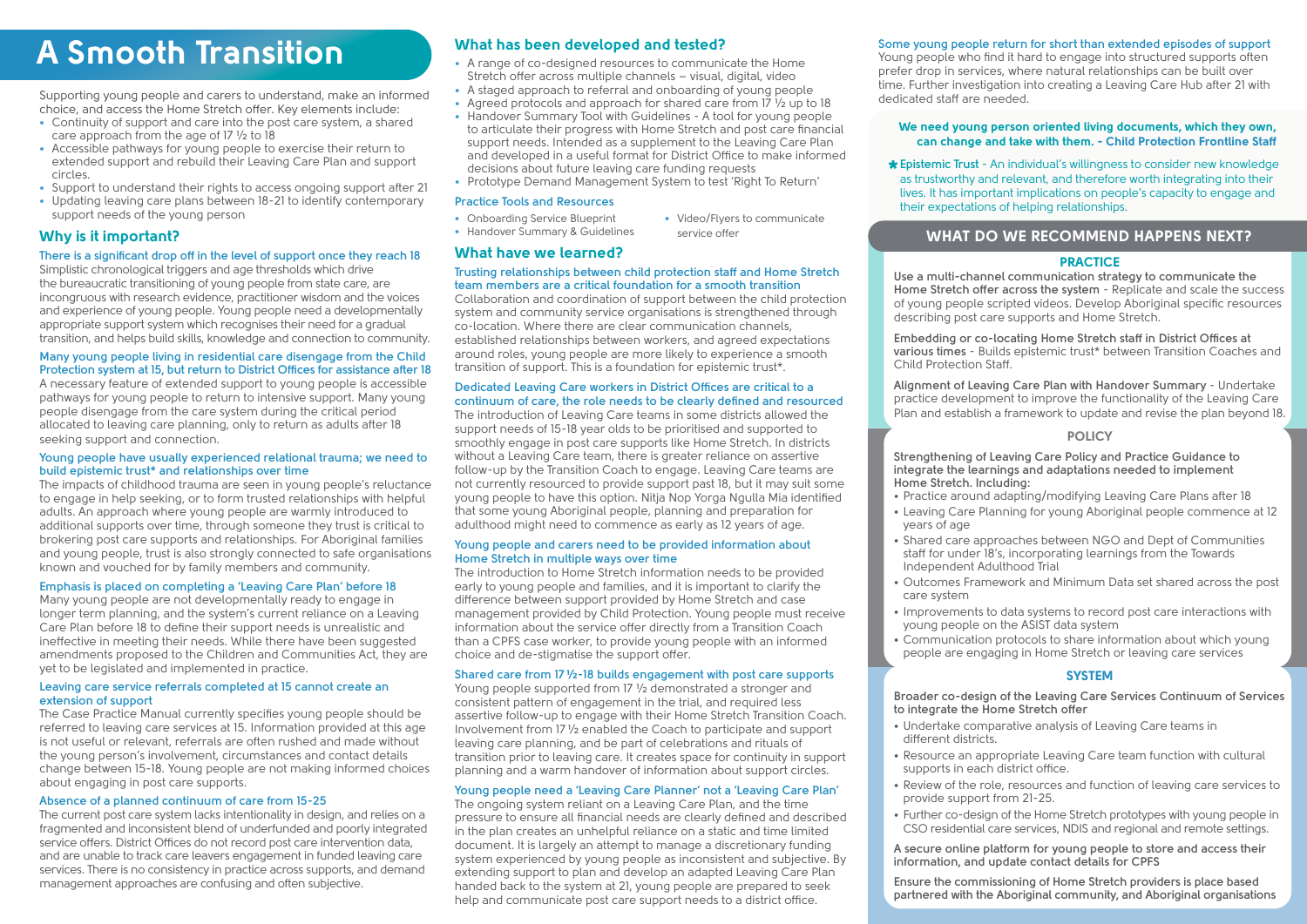# A Smooth Transition

Supporting young people and carers to understand, make an informed choice, and access the Home Stretch offer. Key elements include:

- Continuity of support and care into the post care system, a shared care approach from the age of 17 ½ to 18
- Accessible pathways for young people to exercise their return to extended support and rebuild their Leaving Care Plan and support circles.
- Support to understand their rights to access ongoing support after 21
- Updating leaving care plans between 18-21 to identify contemporary support needs of the young person

## Why is it important?

### There is a significant drop off in the level of support once they reach 18

Simplistic chronological triggers and age thresholds which drive the bureaucratic transitioning of young people from state care, are incongruous with research evidence, practitioner wisdom and the voices and experience of young people. Young people need a developmentally appropriate support system which recognises their need for a gradual transition, and helps build skills, knowledge and connection to community.

### Many young people living in residential care disengage from the Child Protection system at 15, but return to District Offices for assistance after 18

A necessary feature of extended support to young people is accessible pathways for young people to return to intensive support. Many young people disengage from the care system during the critical period allocated to leaving care planning, only to return as adults after 18 seeking support and connection.

### Young people have usually experienced relational trauma; we need to build epistemic trust* and relationships over time

The impacts of childhood trauma are seen in young people's reluctance to engage in help seeking, or to form trusted relationships with helpful adults. An approach where young people are warmly introduced to additional support over time, through someone they trust is critical to brokering post care supports and relationships. For Aboriginal families and young people, trust is also strongly connected to safe organisations known and vouched for by family members and community.

### Emphasis is placed on completing a 'Leaving Care Plan' before 18

Many young people are not developmentally ready to engage in longer term planning, and the system's current reliance on a Leaving Care Plan before 18 to define their support needs is unrealistic and ineffective in meeting their needs. While there have been suggested amendments proposed to the Children and Communities Act, they are yet to be legislated and implemented in practice.

### Leaving care service referrals completed at 15 cannot create an extension of support

The Case Practice Manual currently specifies young people should be referred to leaving care services at 15. Information provided at this age is not useful or relevant, referrals are often rushed and made without the young person's involvement, circumstances and contact details change between 15-18. Young people are not making informed choices about engaging in post care supports.

### Absence of a planned continuum of care from 15-25

The current post care system lacks intentionality in design, and relies on a fragmented and inconsistent blend of underfunded and poorly integrated service offers. District Offices do not record post care intervention data, and are unable to track care leavers engagement in funded leaving care services. There is no consistency in practice across supports, and demand management approaches are confusing and often subjective.

## What has been developed and tested?

- A range of co-designed resources to communicate the Home Stretch offer across multiple channels – visual, digital, video
- A staged approach to referral and onboarding of young people
- Agreed protocols and approach for shared care from 17 ½ up to 18
- Handover Summary Tool with Guidelines - A tool for young people to articulate their progress with Home Stretch and post care financial support needs. Intended as a supplement to the Leaving Care Plan and developed in a useful format for District Office to make informed decisions about future leaving care funding requests
- Prototype Demand Management System to test 'Right To Return'

### Practice Tools and Resources

- Onboarding Service Blueprint
- Handover Summary & Guidelines
- Video/Flyers to communicate service offer

## What have we learned?

### Trusting relationships between child protection staff and Home Stretch team members are a critical foundation for a smooth transition

Collaboration and coordination of support between the child protection system and community service organisations is strengthened through co-location. Where there are clear communication channels, established relationships between workers, and agreed expectations around roles, young people are more likely to experience a smooth transition of support. This is a foundation for epistemic trust*.

### Dedicated Leaving Care workers in District Offices are critical to a continuum of care, the role needs to be clearly defined and resourced

The introduction of Leaving Care teams in some districts allowed the support needs of 15-18 year olds to be prioritised and supported to smoothly engage in post care supports like Home Stretch. In districts without a Leaving Care team, there is greater reliance on assertive follow-up by the Transition Coach to engage. Leaving Care teams are not currently resourced to provide support past 18, but it may suit some young people to have this option. Nitja Nop Yorga Ngulla Mia identified that some young Aboriginal people, planning and preparation for adulthood might need to commence as early as 12 years of age.

### Young people and carers need to be provided information about Home Stretch in multiple ways over time

The introduction to Home Stretch information needs to be provided early to young people and families, and it is important to clarify the difference between support provided by Home Stretch and case management provided by Child Protection. Young people must receive information about the service offer directly from a Transition Coach than a CPFS case worker, to provide young people with an informed choice and de-stigmatise the support offer.

### Shared care from 17 ½-18 builds engagement with post care supports

Young people supported from 17 ½ demonstrated a stronger and consistent pattern of engagement in the trial, and required less assertive follow-up to engage with their Home Stretch Transition Coach. Involvement from 17 ½ enabled the Coach to participate and support leaving care planning, and be part of celebrations and rituals of transition prior to leaving care. It creates space for continuity in support planning and a warm handover of information about support circles.

### Young people need a 'Leaving Care Planner' not a 'Leaving Care Plan'

The ongoing system reliant on a Leaving Care Plan, and the time pressure to ensure all financial needs are clearly defined and described in the plan creates an unhelpful reliance on a static and time limited document. It is largely an attempt to manage a discretionary funding system experienced by young people as inconsistent and subjective. By extending support to plan and develop an adapted Leaving Care Plan handed back to the system at 21, young people are prepared to seek help and communicate post care support needs to a district office.

### Some young people return for short than extended episodes of support

Young people who find it hard to engage into structured supports often prefer drop in services, where natural relationships can be built over time. Further investigation into creating a Leaving Care Hub after 21 with dedicated staff are needed.

**We need young person oriented living documents, which they own, can change and take with them. - Child Protection Frontline Staff**

***Epistemic Trust** - An individual's willingness to consider new knowledge as trustworthy and relevant, and therefore worth integrating into their lives. It has important implications on people's capacity to engage and their expectations of helping relationships.

## WHAT DO WE RECOMMEND HAPPENS NEXT?

### PRACTICE

**Use a multi-channel communication strategy to communicate the Home Stretch offer across the system** - Replicate and scale the success of young people scripted videos. Develop Aboriginal specific resources describing post care supports and Home Stretch.

**Embedding or co-locating Home Stretch staff in District Offices at various times** - Builds epistemic trust* between Transition Coaches and Child Protection Staff.

**Alignment of Leaving Care Plan with Handover Summary** - Undertake practice development to improve the functionality of the Leaving Care Plan and establish a framework to update and revise the plan beyond 18.

### POLICY

**Strengthening of Leaving Care Policy and Practice Guidance to integrate the learnings and adaptations needed to implement Home Stretch. Including:**

- Practice around adapting/modifying Leaving Care Plans after 18
- Leaving Care Planning for young Aboriginal people commence at 12 years of age
- Shared care approaches between NGO and Dept of Communities staff for under 18's, incorporating learnings from the Towards Independent Adulthood Trial
- Outcomes Framework and Minimum Data set shared across the post care system
- Improvements to data systems to record post care interactions with young people on the ASIST data system
- Communication protocols to share information about which young people are engaging in Home Stretch or leaving care services

### SYSTEM

**Broader co-design of the Leaving Care Services Continuum of Services to integrate the Home Stretch offer**

- Undertake comparative analysis of Leaving Care teams in different districts.
- Resource an appropriate Leaving Care team function with cultural supports in each district office.
- Review of the role, resources and function of leaving care services to provide support from 21-25.
- Further co-design of the Home Stretch prototypes with young people in CSO residential care services, NDIS and regional and remote settings.

**A secure online platform for young people to store and access their information, and update contact details for CPFS**

**Ensure the commissioning of Home Stretch providers is place based partnered with the Aboriginal community, and Aboriginal organisations**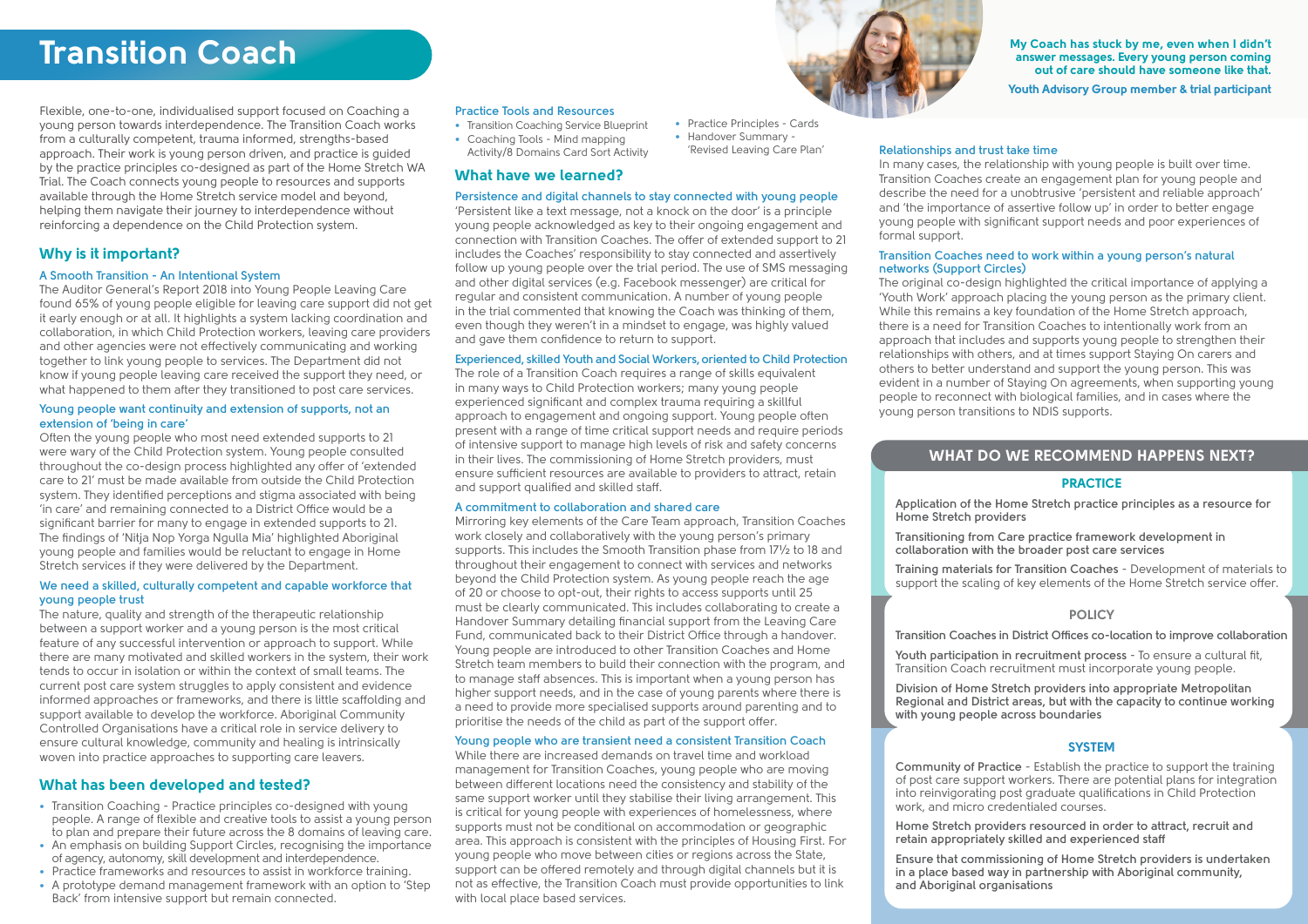# Transition Coach

Flexible, one-to-one, individualised support focused on Coaching a young person towards interdependence. The Transition Coach works from a culturally competent, trauma informed, strengths-based approach. Their work is young person driven, and practice is guided by the practice principles co-designed as part of the Home Stretch WA Trial. The Coach connects young people to resources and supports available through the Home Stretch service model and beyond, helping them navigate their journey to interdependence without reinforcing a dependence on the Child Protection system.

## Why is it important?

### A Smooth Transition - An Intentional System

The Auditor General's Report 2018 into Young People Leaving Care found 65% of young people eligible for leaving care support did not get it early enough or at all. It highlights a system lacking coordination and collaboration, in which Child Protection workers, leaving care providers and other agencies were not effectively communicating and working together to link young people to services. The Department did not know if young people leaving care received the support they need, or what happened to them after they transitioned to post care services.

### Young people want continuity and extension of supports, not an extension of 'being in care'

Often the young people who most need extended supports to 21 were wary of the Child Protection system. Young people consulted throughout the co-design process highlighted any offer of 'extended care to 21' must be made available from outside the Child Protection system. They identified perceptions and stigma associated with being 'in care' and remaining connected to a District Office would be a significant barrier for many to engage in extended supports to 21. The findings of 'Nitja Nop Yorga Ngulla Mia' highlighted Aboriginal young people and families would be reluctant to engage in Home Stretch services if they were delivered by the Department.

### We need a skilled, culturally competent and capable workforce that young people trust

The nature, quality and strength of the therapeutic relationship between a support worker and a young person is the most critical feature of any successful intervention or approach to support. While there are many motivated and skilled workers in the system, their work tends to occur in isolation or within the context of small teams. The current post care system struggles to apply consistent and evidence informed approaches or frameworks, and there is little scaffolding and support available to develop the workforce. Aboriginal Community Controlled Organisations have a critical role in service delivery to ensure cultural knowledge, community and healing is intrinsically woven into practice approaches to supporting care leavers.

## What has been developed and tested?

- Transition Coaching - Practice principles co-designed with young people. A range of flexible and creative tools to assist a young person to plan and prepare their future across the 8 domains of leaving care.
- An emphasis on building Support Circles, recognising the importance of agency, autonomy, skill development and interdependence.
- Practice frameworks and resources to assist in workforce training.
- A prototype demand management framework with an option to 'Step Back' from intensive support but remain connected.

### Practice Tools and Resources

- Transition Coaching Service Blueprint
- Coaching Tools - Mind mapping Activity/8 Domains Card Sort Activity
- Practice Principles - Cards
- Handover Summary - 'Revised Leaving Care Plan'

## What have we learned?

### Persistence and digital channels to stay connected with young people

'Persistent like a text message, not a knock on the door' is a principle young people acknowledged as key to their ongoing engagement and connection with Transition Coaches. The offer of extended support to 21 includes the Coaches' responsibility to stay connected and assertively follow up young people over the trial period. The use of SMS messaging and other digital services (e.g. Facebook messenger) are critical for regular and consistent communication. A number of young people in the trial commented that knowing the Coach was thinking of them, even though they weren't in a mindset to engage, was highly valued and gave them confidence to return to support.

### Experienced, skilled Youth and Social Workers, oriented to Child Protection

The role of a Transition Coach requires a range of skills equivalent in many ways to Child Protection workers; many young people experienced significant and complex trauma requiring a skillful approach to engagement and ongoing support. Young people often present with a range of time critical support needs and require periods of intensive support to manage high levels of risk and safety concerns in their lives. The commissioning of Home Stretch providers, must ensure sufficient resources are available to providers to attract, retain and support qualified and skilled staff.

### A commitment to collaboration and shared care

Mirroring key elements of the Care Team approach, Transition Coaches work closely and collaboratively with the young person's primary supports. This includes the Smooth Transition phase from 17½ to 18 and throughout their engagement to connect with services and networks beyond the Child Protection system. As young people reach the age of 20 or choose to opt-out, their rights to access supports until 25 must be clearly communicated. This includes collaborating to create a Handover Summary detailing financial support from the Leaving Care Fund, communicated back to their District Office through a handover. Young people are introduced to other Transition Coaches and Home Stretch team members to build their connection with the program, and to manage staff absences. This is important when a young person has higher support needs, and in the case of young parents where there is a need to provide more specialised supports around parenting and to prioritise the needs of the child as part of the support offer.

### Young people who are transient need a consistent Transition Coach

While there are increased demands on travel time and workload management for Transition Coaches, young people who are moving between different locations need the consistency and stability of the same support worker until they stabilise their living arrangement. This is critical for young people with experiences of homelessness, where supports must not be conditional on accommodation or geographic area. This approach is consistent with the principles of Housing First. For young people who move between cities or regions across the State, support can be offered remotely and through digital channels but it is not as effective, the Transition Coach must provide opportunities to link with local place based services.

**My Coach has stuck by me, even when I didn't answer messages. Every young person coming out of care should have someone like that.**

**Youth Advisory Group member & trial participant**

### Relationships and trust take time

In many cases, the relationship with young people is built over time. Transition Coaches create an engagement plan for young people and describe the need for a unobtrusive 'persistent and reliable approach' and 'the importance of assertive follow up' in order to better engage young people with significant support needs and poor experiences of formal support.

### Transition Coaches need to work within a young person's natural networks (Support Circles)

The original co-design highlighted the critical importance of applying a 'Youth Work' approach placing the young person as the primary client. While this remains a key foundation of the Home Stretch approach, there is a need for Transition Coaches to intentionally work from an approach that includes and supports young people to strengthen their relationships with others, and at times support Staying On carers and others to better understand and support the young person. This was evident in a number of Staying On agreements, when supporting young people to reconnect with biological families, and in cases where the young person transitions to NDIS supports.

## WHAT DO WE RECOMMEND HAPPENS NEXT?

### PRACTICE

**Application of the Home Stretch practice principles as a resource for Home Stretch providers**

**Transitioning from Care practice framework development in collaboration with the broader post care services**

**Training materials for Transition Coaches** - Development of materials to support the scaling of key elements of the Home Stretch service offer.

### POLICY

**Transition Coaches in District Offices co-location to improve collaboration**

**Youth participation in recruitment process** - To ensure a cultural fit, Transition Coach recruitment must incorporate young people.

**Division of Home Stretch providers into appropriate Metropolitan Regional and District areas, but with the capacity to continue working with young people across boundaries**

### SYSTEM

**Community of Practice** - Establish the practice to support the training of post care support workers. There are potential plans for integration into reinvigorating post graduate qualifications in Child Protection work, and micro credentialed courses.

**Home Stretch providers resourced in order to attract, recruit and retain appropriately skilled and experienced staff**

**Ensure that commissioning of Home Stretch providers is undertaken in a place based way in partnership with Aboriginal community, and Aboriginal organisations**